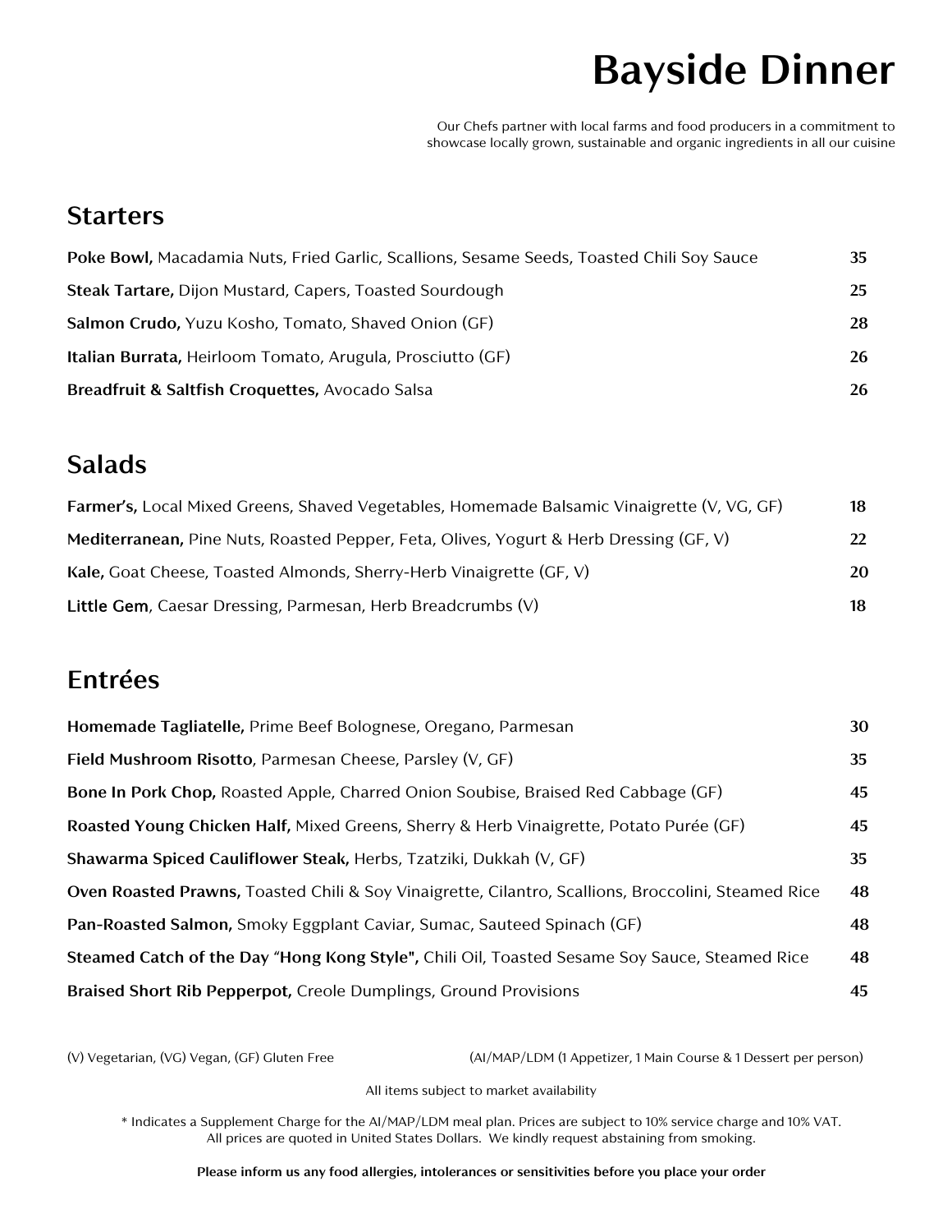# Bayside Dinner

Our Chefs partner with local farms and food producers in a commitment to showcase locally grown, sustainable and organic ingredients in all our cuisine

## Starters

| | |
|---|---|
| **Poke Bowl,** Macadamia Nuts, Fried Garlic, Scallions, Sesame Seeds, Toasted Chili Soy Sauce | **35** |
| **Steak Tartare,** Dijon Mustard, Capers, Toasted Sourdough | **25** |
| **Salmon Crudo,** Yuzu Kosho, Tomato, Shaved Onion (GF) | **28** |
| **Italian Burrata,** Heirloom Tomato, Arugula, Prosciutto (GF) | **26** |
| **Breadfruit & Saltfish Croquettes,** Avocado Salsa | **26** |

## Salads

| | |
|---|---|
| **Farmer's,** Local Mixed Greens, Shaved Vegetables, Homemade Balsamic Vinaigrette (V, VG, GF) | **18** |
| **Mediterranean,** Pine Nuts, Roasted Pepper, Feta, Olives, Yogurt & Herb Dressing (GF, V) | **22** |
| **Kale,** Goat Cheese, Toasted Almonds, Sherry-Herb Vinaigrette (GF, V) | **20** |
| **Little Gem**, Caesar Dressing, Parmesan, Herb Breadcrumbs (V) | **18** |

## Entrées

| | |
|---|---|
| **Homemade Tagliatelle,** Prime Beef Bolognese, Oregano, Parmesan | **30** |
| **Field Mushroom Risotto**, Parmesan Cheese, Parsley (V, GF) | **35** |
| **Bone In Pork Chop,** Roasted Apple, Charred Onion Soubise, Braised Red Cabbage (GF) | **45** |
| **Roasted Young Chicken Half,** Mixed Greens, Sherry & Herb Vinaigrette, Potato Purée (GF) | **45** |
| **Shawarma Spiced Cauliflower Steak,** Herbs, Tzatziki, Dukkah (V, GF) | **35** |
| **Oven Roasted Prawns,** Toasted Chili & Soy Vinaigrette, Cilantro, Scallions, Broccolini, Steamed Rice | **48** |
| **Pan-Roasted Salmon,** Smoky Eggplant Caviar, Sumac, Sauteed Spinach (GF) | **48** |
| **Steamed Catch of the Day "Hong Kong Style",** Chili Oil, Toasted Sesame Soy Sauce, Steamed Rice | **48** |
| **Braised Short Rib Pepperpot,** Creole Dumplings, Ground Provisions | **45** |

(V) Vegetarian, (VG) Vegan, (GF) Gluten Free

(AI/MAP/LDM (1 Appetizer, 1 Main Course & 1 Dessert per person)

All items subject to market availability

* Indicates a Supplement Charge for the AI/MAP/LDM meal plan. Prices are subject to 10% service charge and 10% VAT. All prices are quoted in United States Dollars. We kindly request abstaining from smoking.

**Please inform us any food allergies, intolerances or sensitivities before you place your order**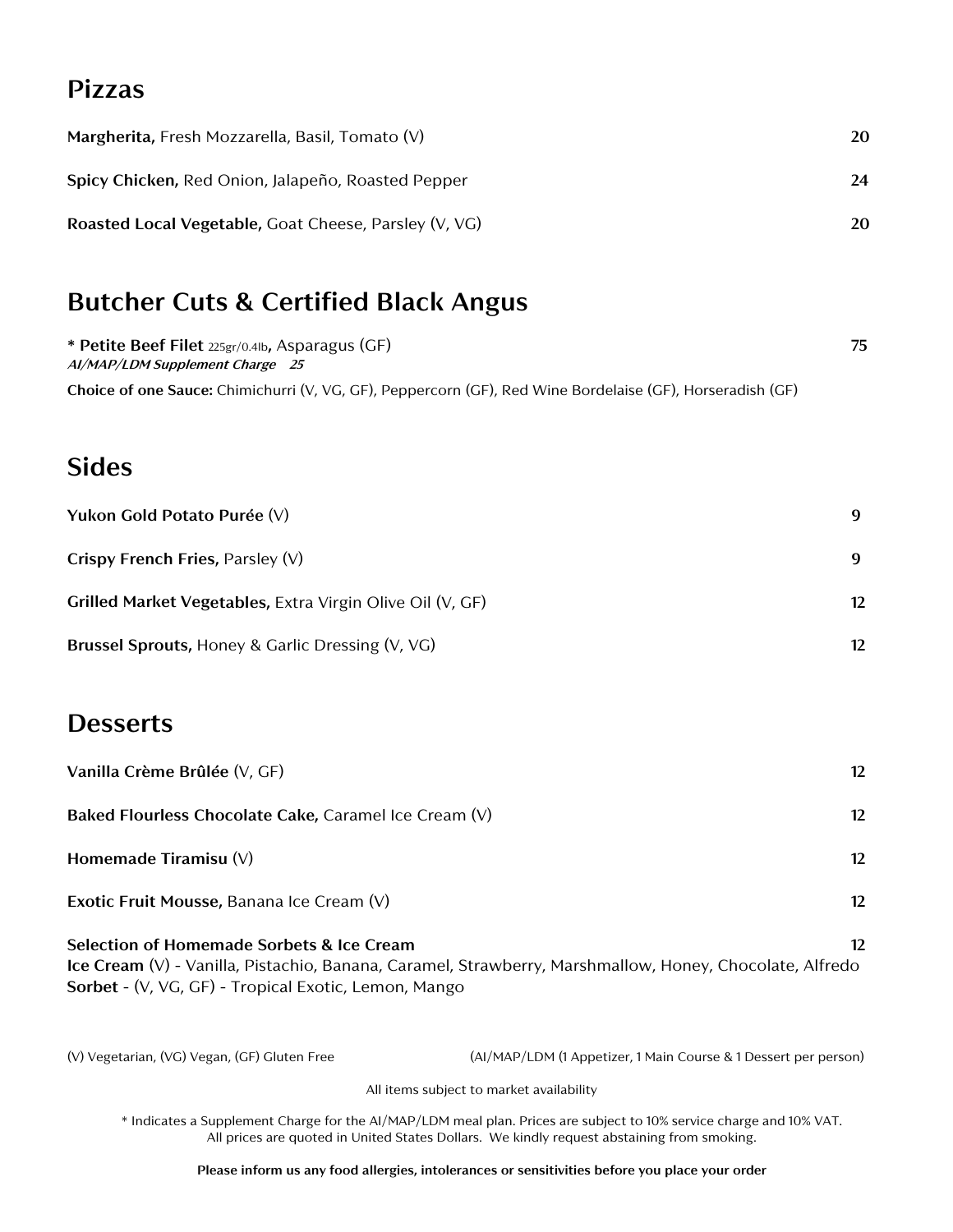## Pizzas

**Margherita,** Fresh Mozzarella, Basil, Tomato (V) **20**

**Spicy Chicken,** Red Onion, Jalapeño, Roasted Pepper **24**

**Roasted Local Vegetable,** Goat Cheese, Parsley (V, VG) **20**

## Butcher Cuts & Certified Black Angus

**\* Petite Beef Filet** 225gr/0.4lb, Asparagus (GF) **75**
***AI/MAP/LDM Supplement Charge 25***

**Choice of one Sauce:** Chimichurri (V, VG, GF), Peppercorn (GF), Red Wine Bordelaise (GF), Horseradish (GF)

## Sides

**Yukon Gold Potato Purée** (V) **9**

**Crispy French Fries,** Parsley (V) **9**

**Grilled Market Vegetables,** Extra Virgin Olive Oil (V, GF) **12**

**Brussel Sprouts,** Honey & Garlic Dressing (V, VG) **12**

## Desserts

**Vanilla Crème Brûlée** (V, GF) **12**

**Baked Flourless Chocolate Cake,** Caramel Ice Cream (V) **12**

**Homemade Tiramisu** (V) **12**

**Exotic Fruit Mousse,** Banana Ice Cream (V) **12**

**Selection of Homemade Sorbets & Ice Cream** **12**
**Ice Cream** (V) - Vanilla, Pistachio, Banana, Caramel, Strawberry, Marshmallow, Honey, Chocolate, Alfredo
**Sorbet** - (V, VG, GF) - Tropical Exotic, Lemon, Mango

(V) Vegetarian, (VG) Vegan, (GF) Gluten Free (AI/MAP/LDM (1 Appetizer, 1 Main Course & 1 Dessert per person)

All items subject to market availability

\* Indicates a Supplement Charge for the AI/MAP/LDM meal plan. Prices are subject to 10% service charge and 10% VAT.
All prices are quoted in United States Dollars. We kindly request abstaining from smoking.

**Please inform us any food allergies, intolerances or sensitivities before you place your order**